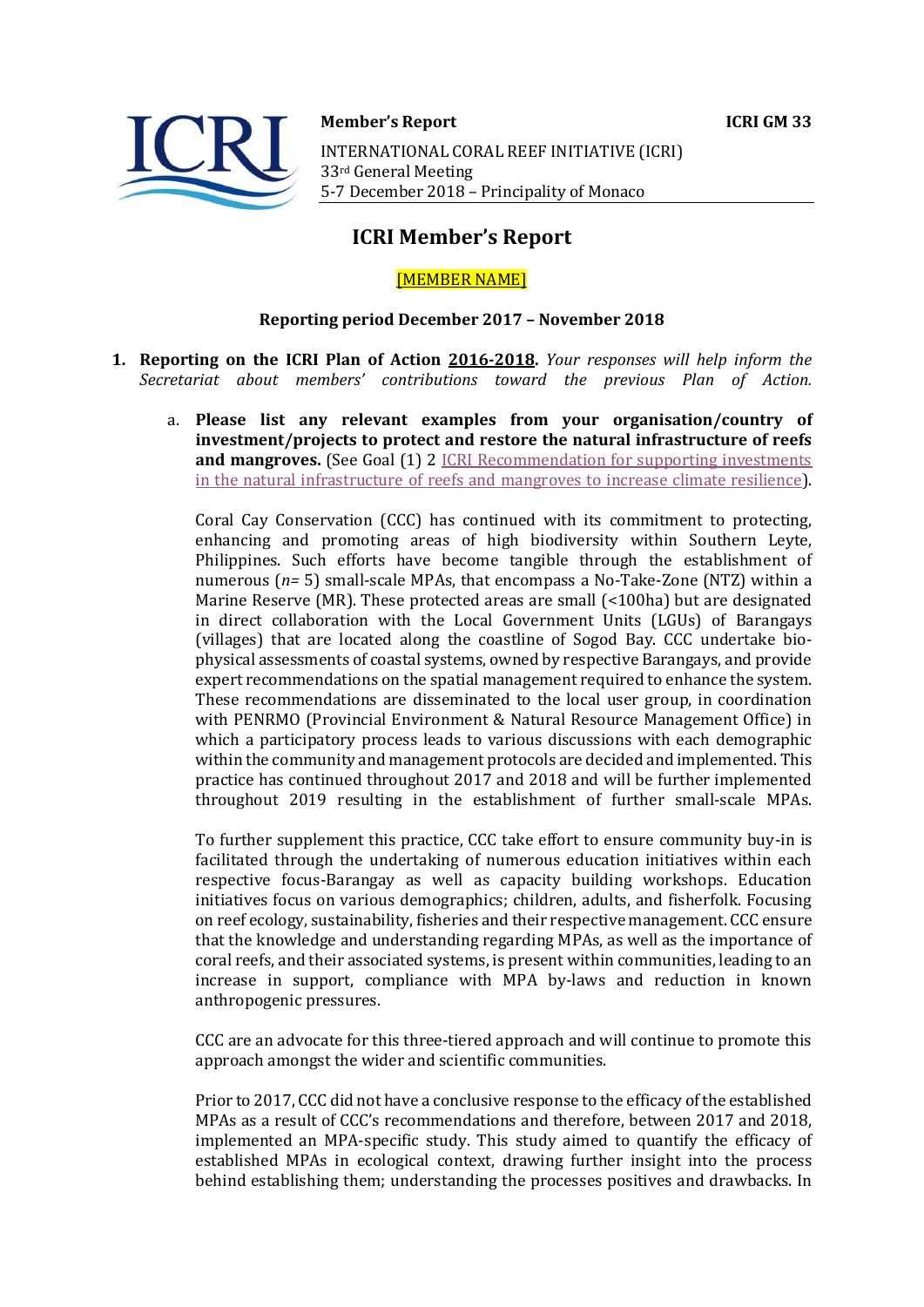**Member's Report** **ICRI GM 33**

INTERNATIONAL CORAL REEF INITIATIVE (ICRI)
33rd General Meeting
5-7 December 2018 – Principality of Monaco

# ICRI Member's Report

[MEMBER NAME]

**Reporting period December 2017 – November 2018**

1. **Reporting on the ICRI Plan of Action 2016-2018.** *Your responses will help inform the Secretariat about members' contributions toward the previous Plan of Action.*

   a. **Please list any relevant examples from your organisation/country of investment/projects to protect and restore the natural infrastructure of reefs and mangroves.** (See Goal (1) 2 ICRI Recommendation for supporting investments in the natural infrastructure of reefs and mangroves to increase climate resilience).

   Coral Cay Conservation (CCC) has continued with its commitment to protecting, enhancing and promoting areas of high biodiversity within Southern Leyte, Philippines. Such efforts have become tangible through the establishment of numerous (*n*= 5) small-scale MPAs, that encompass a No-Take-Zone (NTZ) within a Marine Reserve (MR). These protected areas are small (<100ha) but are designated in direct collaboration with the Local Government Units (LGUs) of Barangays (villages) that are located along the coastline of Sogod Bay. CCC undertake bio-physical assessments of coastal systems, owned by respective Barangays, and provide expert recommendations on the spatial management required to enhance the system. These recommendations are disseminated to the local user group, in coordination with PENRMO (Provincial Environment & Natural Resource Management Office) in which a participatory process leads to various discussions with each demographic within the community and management protocols are decided and implemented. This practice has continued throughout 2017 and 2018 and will be further implemented throughout 2019 resulting in the establishment of further small-scale MPAs.

   To further supplement this practice, CCC take effort to ensure community buy-in is facilitated through the undertaking of numerous education initiatives within each respective focus-Barangay as well as capacity building workshops. Education initiatives focus on various demographics; children, adults, and fisherfolk. Focusing on reef ecology, sustainability, fisheries and their respective management. CCC ensure that the knowledge and understanding regarding MPAs, as well as the importance of coral reefs, and their associated systems, is present within communities, leading to an increase in support, compliance with MPA by-laws and reduction in known anthropogenic pressures.

   CCC are an advocate for this three-tiered approach and will continue to promote this approach amongst the wider and scientific communities.

   Prior to 2017, CCC did not have a conclusive response to the efficacy of the established MPAs as a result of CCC's recommendations and therefore, between 2017 and 2018, implemented an MPA-specific study. This study aimed to quantify the efficacy of established MPAs in ecological context, drawing further insight into the process behind establishing them; understanding the processes positives and drawbacks. In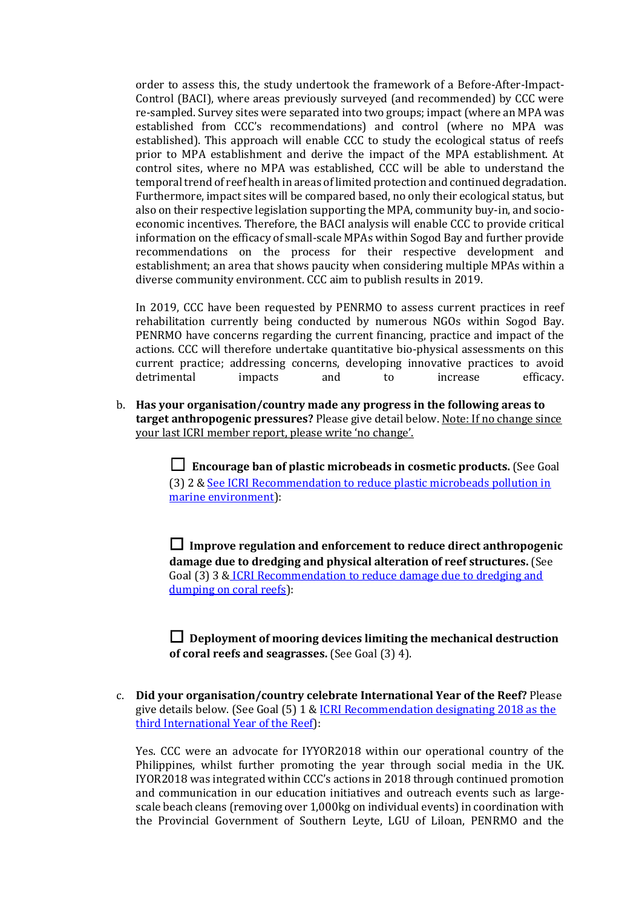order to assess this, the study undertook the framework of a Before-After-Impact-Control (BACI), where areas previously surveyed (and recommended) by CCC were re-sampled. Survey sites were separated into two groups; impact (where an MPA was established from CCC's recommendations) and control (where no MPA was established). This approach will enable CCC to study the ecological status of reefs prior to MPA establishment and derive the impact of the MPA establishment. At control sites, where no MPA was established, CCC will be able to understand the temporal trend of reef health in areas of limited protection and continued degradation. Furthermore, impact sites will be compared based, no only their ecological status, but also on their respective legislation supporting the MPA, community buy-in, and socio-economic incentives. Therefore, the BACI analysis will enable CCC to provide critical information on the efficacy of small-scale MPAs within Sogod Bay and further provide recommendations on the process for their respective development and establishment; an area that shows paucity when considering multiple MPAs within a diverse community environment. CCC aim to publish results in 2019.

In 2019, CCC have been requested by PENRMO to assess current practices in reef rehabilitation currently being conducted by numerous NGOs within Sogod Bay. PENRMO have concerns regarding the current financing, practice and impact of the actions. CCC will therefore undertake quantitative bio-physical assessments on this current practice; addressing concerns, developing innovative practices to avoid detrimental impacts and to increase efficacy.

b. **Has your organisation/country made any progress in the following areas to target anthropogenic pressures?** Please give detail below. Note: If no change since your last ICRI member report, please write 'no change'.

☐ **Encourage ban of plastic microbeads in cosmetic products.** (See Goal (3) 2 & See ICRI Recommendation to reduce plastic microbeads pollution in marine environment):

☐ **Improve regulation and enforcement to reduce direct anthropogenic damage due to dredging and physical alteration of reef structures.** (See Goal (3) 3 & ICRI Recommendation to reduce damage due to dredging and dumping on coral reefs):

☐ **Deployment of mooring devices limiting the mechanical destruction of coral reefs and seagrasses.** (See Goal (3) 4).

c. **Did your organisation/country celebrate International Year of the Reef?** Please give details below. (See Goal (5) 1 & ICRI Recommendation designating 2018 as the third International Year of the Reef):

Yes. CCC were an advocate for IYYOR2018 within our operational country of the Philippines, whilst further promoting the year through social media in the UK. IYOR2018 was integrated within CCC's actions in 2018 through continued promotion and communication in our education initiatives and outreach events such as large-scale beach cleans (removing over 1,000kg on individual events) in coordination with the Provincial Government of Southern Leyte, LGU of Liloan, PENRMO and the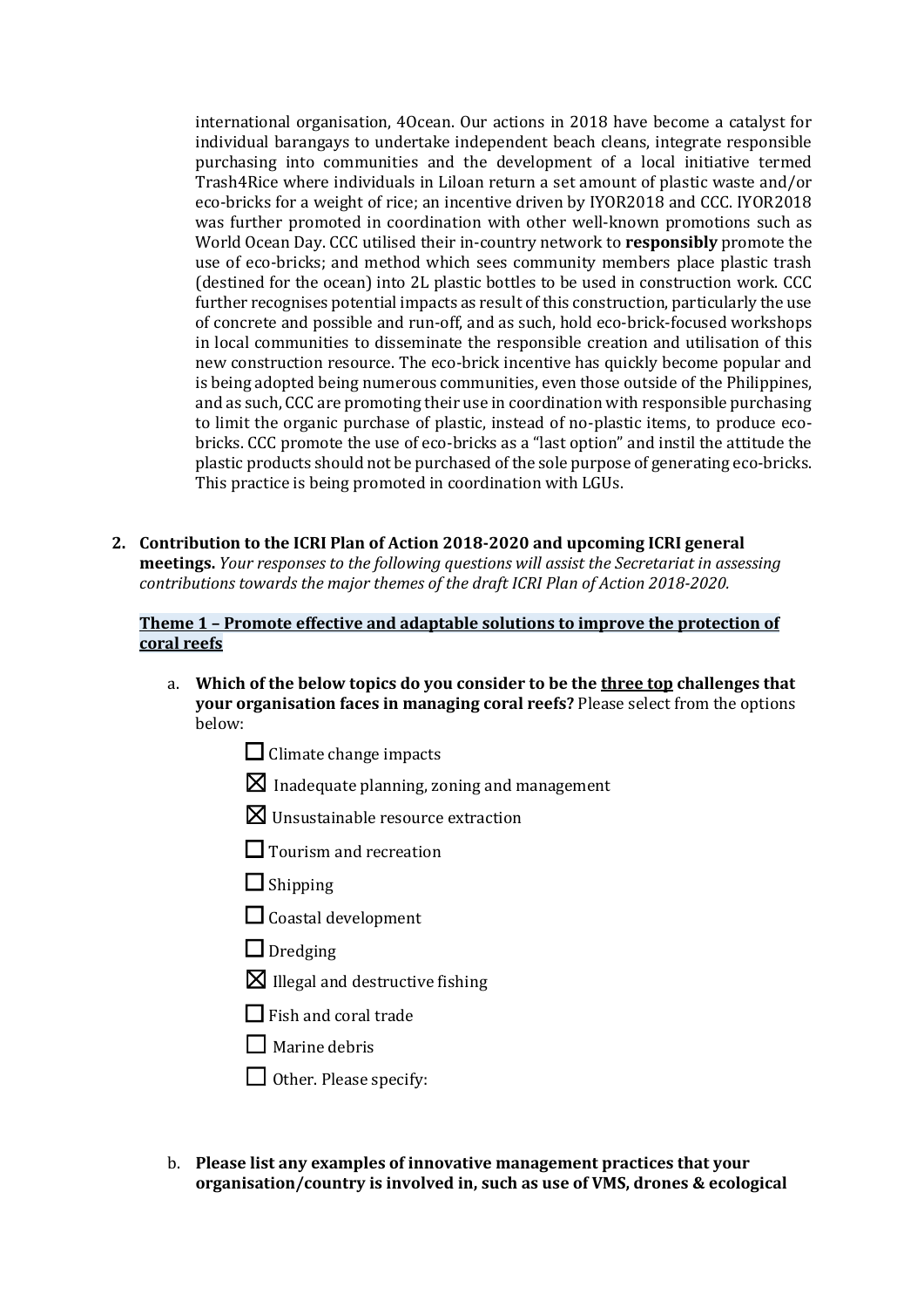international organisation, 4Ocean. Our actions in 2018 have become a catalyst for individual barangays to undertake independent beach cleans, integrate responsible purchasing into communities and the development of a local initiative termed Trash4Rice where individuals in Liloan return a set amount of plastic waste and/or eco-bricks for a weight of rice; an incentive driven by IYOR2018 and CCC. IYOR2018 was further promoted in coordination with other well-known promotions such as World Ocean Day. CCC utilised their in-country network to **responsibly** promote the use of eco-bricks; and method which sees community members place plastic trash (destined for the ocean) into 2L plastic bottles to be used in construction work. CCC further recognises potential impacts as result of this construction, particularly the use of concrete and possible and run-off, and as such, hold eco-brick-focused workshops in local communities to disseminate the responsible creation and utilisation of this new construction resource. The eco-brick incentive has quickly become popular and is being adopted being numerous communities, even those outside of the Philippines, and as such, CCC are promoting their use in coordination with responsible purchasing to limit the organic purchase of plastic, instead of no-plastic items, to produce eco-bricks. CCC promote the use of eco-bricks as a "last option" and instil the attitude the plastic products should not be purchased of the sole purpose of generating eco-bricks. This practice is being promoted in coordination with LGUs.

2. **Contribution to the ICRI Plan of Action 2018-2020 and upcoming ICRI general meetings.** *Your responses to the following questions will assist the Secretariat in assessing contributions towards the major themes of the draft ICRI Plan of Action 2018-2020.*

**Theme 1 – Promote effective and adaptable solutions to improve the protection of coral reefs**

a. **Which of the below topics do you consider to be the three top challenges that your organisation faces in managing coral reefs?** Please select from the options below:

- ☐ Climate change impacts
- ☒ Inadequate planning, zoning and management
- ☒ Unsustainable resource extraction
- ☐ Tourism and recreation
- ☐ Shipping
- ☐ Coastal development
- ☐ Dredging
- ☒ Illegal and destructive fishing
- ☐ Fish and coral trade
- ☐ Marine debris
- ☐ Other. Please specify:

b. **Please list any examples of innovative management practices that your organisation/country is involved in, such as use of VMS, drones & ecological**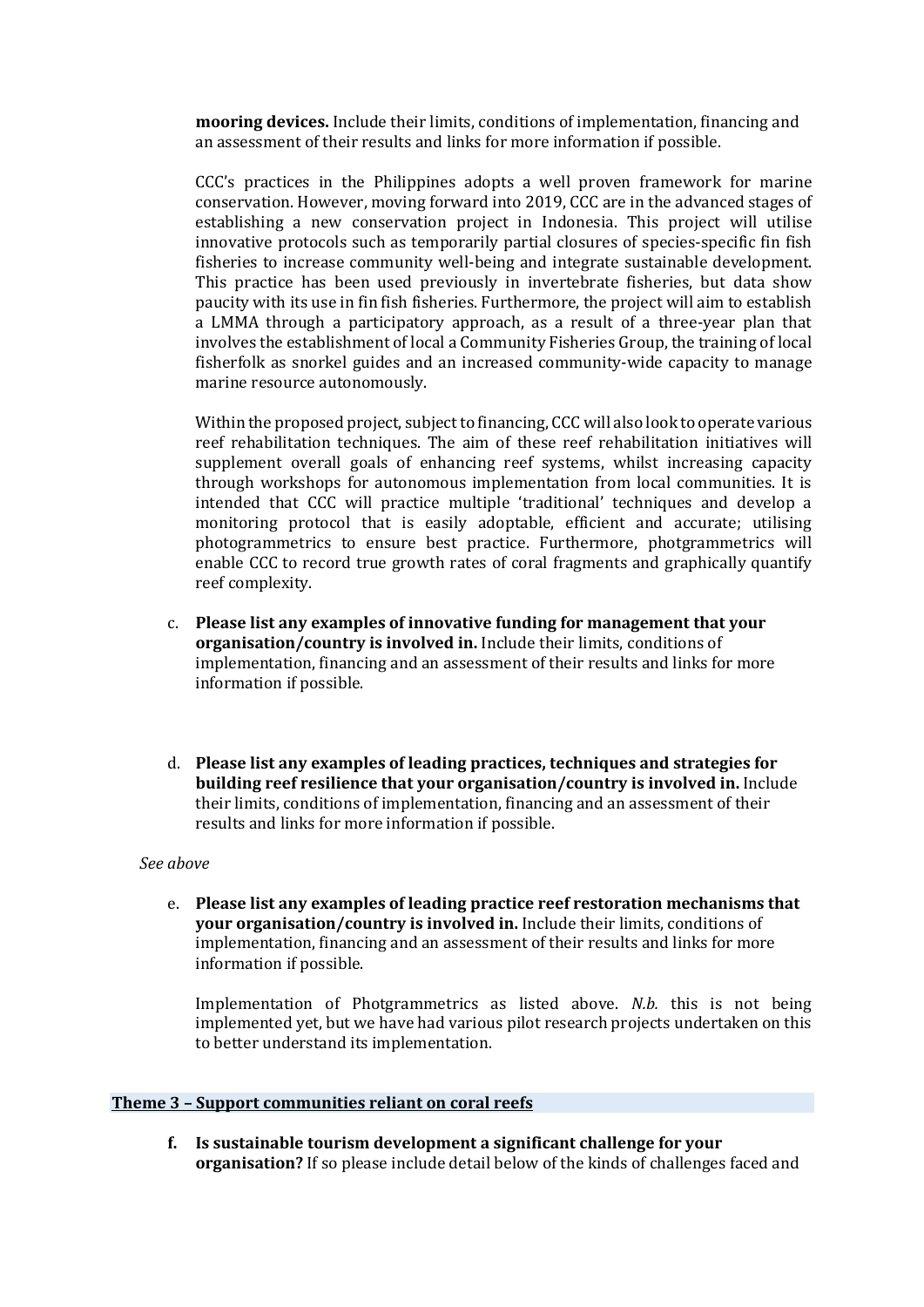**mooring devices.** Include their limits, conditions of implementation, financing and an assessment of their results and links for more information if possible.

CCC's practices in the Philippines adopts a well proven framework for marine conservation. However, moving forward into 2019, CCC are in the advanced stages of establishing a new conservation project in Indonesia. This project will utilise innovative protocols such as temporarily partial closures of species-specific fin fish fisheries to increase community well-being and integrate sustainable development. This practice has been used previously in invertebrate fisheries, but data show paucity with its use in fin fish fisheries. Furthermore, the project will aim to establish a LMMA through a participatory approach, as a result of a three-year plan that involves the establishment of local a Community Fisheries Group, the training of local fisherfolk as snorkel guides and an increased community-wide capacity to manage marine resource autonomously.

Within the proposed project, subject to financing, CCC will also look to operate various reef rehabilitation techniques. The aim of these reef rehabilitation initiatives will supplement overall goals of enhancing reef systems, whilst increasing capacity through workshops for autonomous implementation from local communities. It is intended that CCC will practice multiple 'traditional' techniques and develop a monitoring protocol that is easily adoptable, efficient and accurate; utilising photogrammetrics to ensure best practice. Furthermore, photgrammetrics will enable CCC to record true growth rates of coral fragments and graphically quantify reef complexity.

c. **Please list any examples of innovative funding for management that your organisation/country is involved in.** Include their limits, conditions of implementation, financing and an assessment of their results and links for more information if possible.

d. **Please list any examples of leading practices, techniques and strategies for building reef resilience that your organisation/country is involved in.** Include their limits, conditions of implementation, financing and an assessment of their results and links for more information if possible.

*See above*

e. **Please list any examples of leading practice reef restoration mechanisms that your organisation/country is involved in.** Include their limits, conditions of implementation, financing and an assessment of their results and links for more information if possible.

Implementation of Photgrammetrics as listed above. *N.b.* this is not being implemented yet, but we have had various pilot research projects undertaken on this to better understand its implementation.

## Theme 3 – Support communities reliant on coral reefs

**f. Is sustainable tourism development a significant challenge for your organisation?** If so please include detail below of the kinds of challenges faced and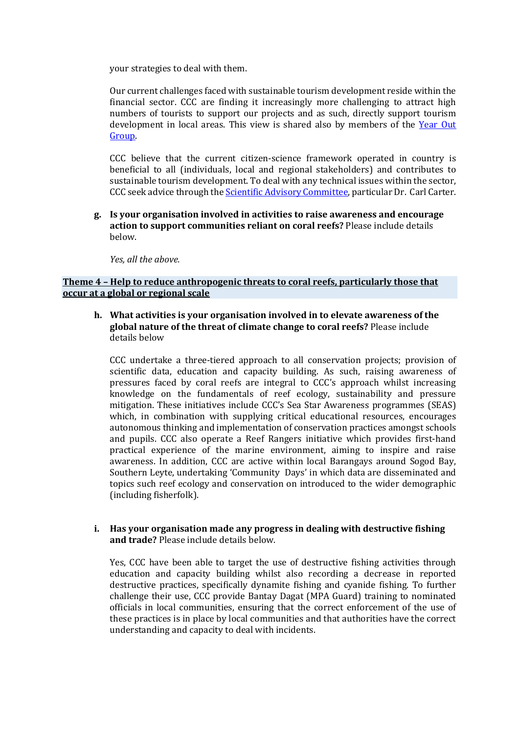your strategies to deal with them.

Our current challenges faced with sustainable tourism development reside within the financial sector. CCC are finding it increasingly more challenging to attract high numbers of tourists to support our projects and as such, directly support tourism development in local areas. This view is shared also by members of the Year Out Group.

CCC believe that the current citizen-science framework operated in country is beneficial to all (individuals, local and regional stakeholders) and contributes to sustainable tourism development. To deal with any technical issues within the sector, CCC seek advice through the Scientific Advisory Committee, particular Dr. Carl Carter.

**g. Is your organisation involved in activities to raise awareness and encourage action to support communities reliant on coral reefs?** Please include details below.

*Yes, all the above.*

## Theme 4 – Help to reduce anthropogenic threats to coral reefs, particularly those that occur at a global or regional scale

**h. What activities is your organisation involved in to elevate awareness of the global nature of the threat of climate change to coral reefs?** Please include details below

CCC undertake a three-tiered approach to all conservation projects; provision of scientific data, education and capacity building. As such, raising awareness of pressures faced by coral reefs are integral to CCC's approach whilst increasing knowledge on the fundamentals of reef ecology, sustainability and pressure mitigation. These initiatives include CCC's Sea Star Awareness programmes (SEAS) which, in combination with supplying critical educational resources, encourages autonomous thinking and implementation of conservation practices amongst schools and pupils. CCC also operate a Reef Rangers initiative which provides first-hand practical experience of the marine environment, aiming to inspire and raise awareness. In addition, CCC are active within local Barangays around Sogod Bay, Southern Leyte, undertaking 'Community Days' in which data are disseminated and topics such reef ecology and conservation on introduced to the wider demographic (including fisherfolk).

**i. Has your organisation made any progress in dealing with destructive fishing and trade?** Please include details below.

Yes, CCC have been able to target the use of destructive fishing activities through education and capacity building whilst also recording a decrease in reported destructive practices, specifically dynamite fishing and cyanide fishing. To further challenge their use, CCC provide Bantay Dagat (MPA Guard) training to nominated officials in local communities, ensuring that the correct enforcement of the use of these practices is in place by local communities and that authorities have the correct understanding and capacity to deal with incidents.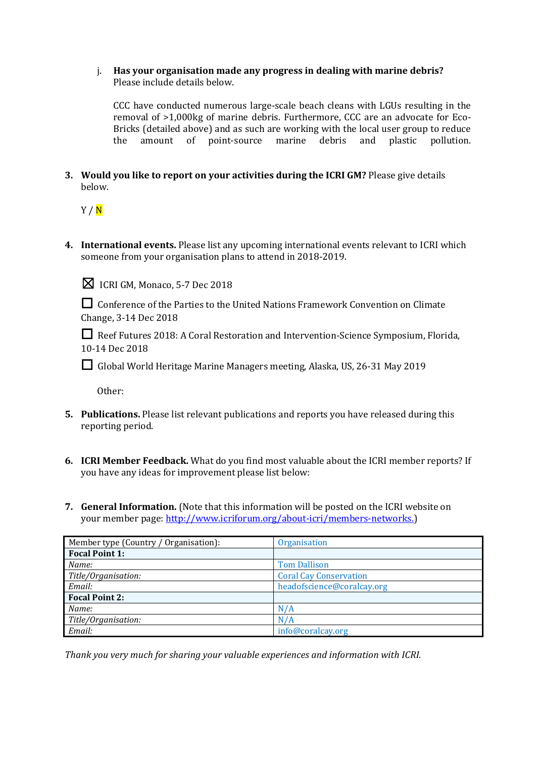j. **Has your organisation made any progress in dealing with marine debris?** Please include details below.

   CCC have conducted numerous large-scale beach cleans with LGUs resulting in the removal of >1,000kg of marine debris. Furthermore, CCC are an advocate for Eco-Bricks (detailed above) and as such are working with the local user group to reduce the amount of point-source marine debris and plastic pollution.

3. **Would you like to report on your activities during the ICRI GM?** Please give details below.

   Y / N

4. **International events.** Please list any upcoming international events relevant to ICRI which someone from your organisation plans to attend in 2018-2019.

   ☒ ICRI GM, Monaco, 5-7 Dec 2018

   ☐ Conference of the Parties to the United Nations Framework Convention on Climate Change, 3-14 Dec 2018

   ☐ Reef Futures 2018: A Coral Restoration and Intervention-Science Symposium, Florida, 10-14 Dec 2018

   ☐ Global World Heritage Marine Managers meeting, Alaska, US, 26-31 May 2019

   Other:

5. **Publications.** Please list relevant publications and reports you have released during this reporting period.

6. **ICRI Member Feedback.** What do you find most valuable about the ICRI member reports? If you have any ideas for improvement please list below:

7. **General Information.** (Note that this information will be posted on the ICRI website on your member page: http://www.icriforum.org/about-icri/members-networks.)

| | |
|---|---|
| Member type (Country / Organisation): | Organisation |
| **Focal Point 1:** | |
| *Name:* | Tom Dallison |
| *Title/Organisation:* | Coral Cay Conservation |
| *Email:* | headofscience@coralcay.org |
| **Focal Point 2:** | |
| *Name:* | N/A |
| *Title/Organisation:* | N/A |
| *Email:* | info@coralcay.org |

*Thank you very much for sharing your valuable experiences and information with ICRI.*